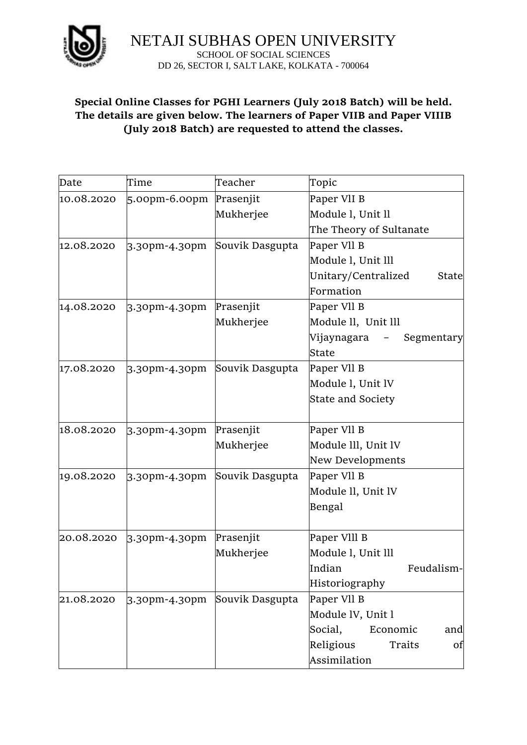# NETAJI SUBHAS OPEN UNIVERSITY

SCHOOL OF SOCIAL SCIENCES

DD 26, SECTOR I, SALT LAKE, KOLKATA - 700064

**Special Online Classes for PGHI Learners (July 2018 Batch) will be held. The details are given below. The learners of Paper VIIB and Paper VIIIB (July 2018 Batch) are requested to attend the classes.**

| Date | Time | Teacher | Topic |
|---|---|---|---|
| 10.08.2020 | 5.00pm-6.00pm | Prasenjit Mukherjee | Paper VlI B<br>Module l, Unit ll<br>The Theory of Sultanate |
| 12.08.2020 | 3.30pm-4.30pm | Souvik Dasgupta | Paper Vll B<br>Module l, Unit lll<br>Unitary/Centralized State Formation |
| 14.08.2020 | 3.30pm-4.30pm | Prasenjit Mukherjee | Paper Vll B<br>Module ll, Unit lll<br>Vijaynagara – Segmentary State |
| 17.08.2020 | 3.30pm-4.30pm | Souvik Dasgupta | Paper Vll B<br>Module l, Unit lV<br>State and Society |
| 18.08.2020 | 3.30pm-4.30pm | Prasenjit Mukherjee | Paper Vll B<br>Module lll, Unit lV<br>New Developments |
| 19.08.2020 | 3.30pm-4.30pm | Souvik Dasgupta | Paper Vll B<br>Module ll, Unit lV<br>Bengal |
| 20.08.2020 | 3.30pm-4.30pm | Prasenjit Mukherjee | Paper Vlll B<br>Module l, Unit lll<br>Indian Feudalism-Historiography |
| 21.08.2020 | 3.30pm-4.30pm | Souvik Dasgupta | Paper Vll B<br>Module lV, Unit l<br>Social, Economic and Religious Traits of Assimilation |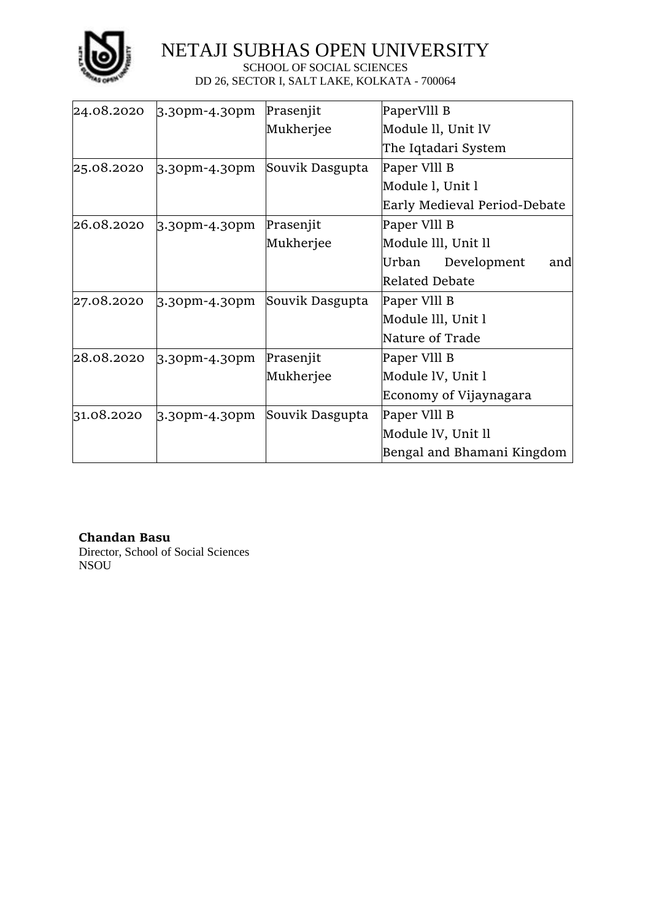# NETAJI SUBHAS OPEN UNIVERSITY

SCHOOL OF SOCIAL SCIENCES

DD 26, SECTOR I, SALT LAKE, KOLKATA - 700064

| | | | |
|---|---|---|---|
| 24.08.2020 | 3.30pm-4.30pm | Prasenjit Mukherjee | PaperVlll B<br>Module ll, Unit lV<br>The Iqtadari System |
| 25.08.2020 | 3.30pm-4.30pm | Souvik Dasgupta | Paper Vlll B<br>Module l, Unit l<br>Early Medieval Period-Debate |
| 26.08.2020 | 3.30pm-4.30pm | Prasenjit Mukherjee | Paper Vlll B<br>Module lll, Unit ll<br>Urban Development and Related Debate |
| 27.08.2020 | 3.30pm-4.30pm | Souvik Dasgupta | Paper Vlll B<br>Module lll, Unit l<br>Nature of Trade |
| 28.08.2020 | 3.30pm-4.30pm | Prasenjit Mukherjee | Paper Vlll B<br>Module lV, Unit l<br>Economy of Vijaynagara |
| 31.08.2020 | 3.30pm-4.30pm | Souvik Dasgupta | Paper Vlll B<br>Module lV, Unit ll<br>Bengal and Bhamani Kingdom |

**Chandan Basu**

Director, School of Social Sciences

NSOU